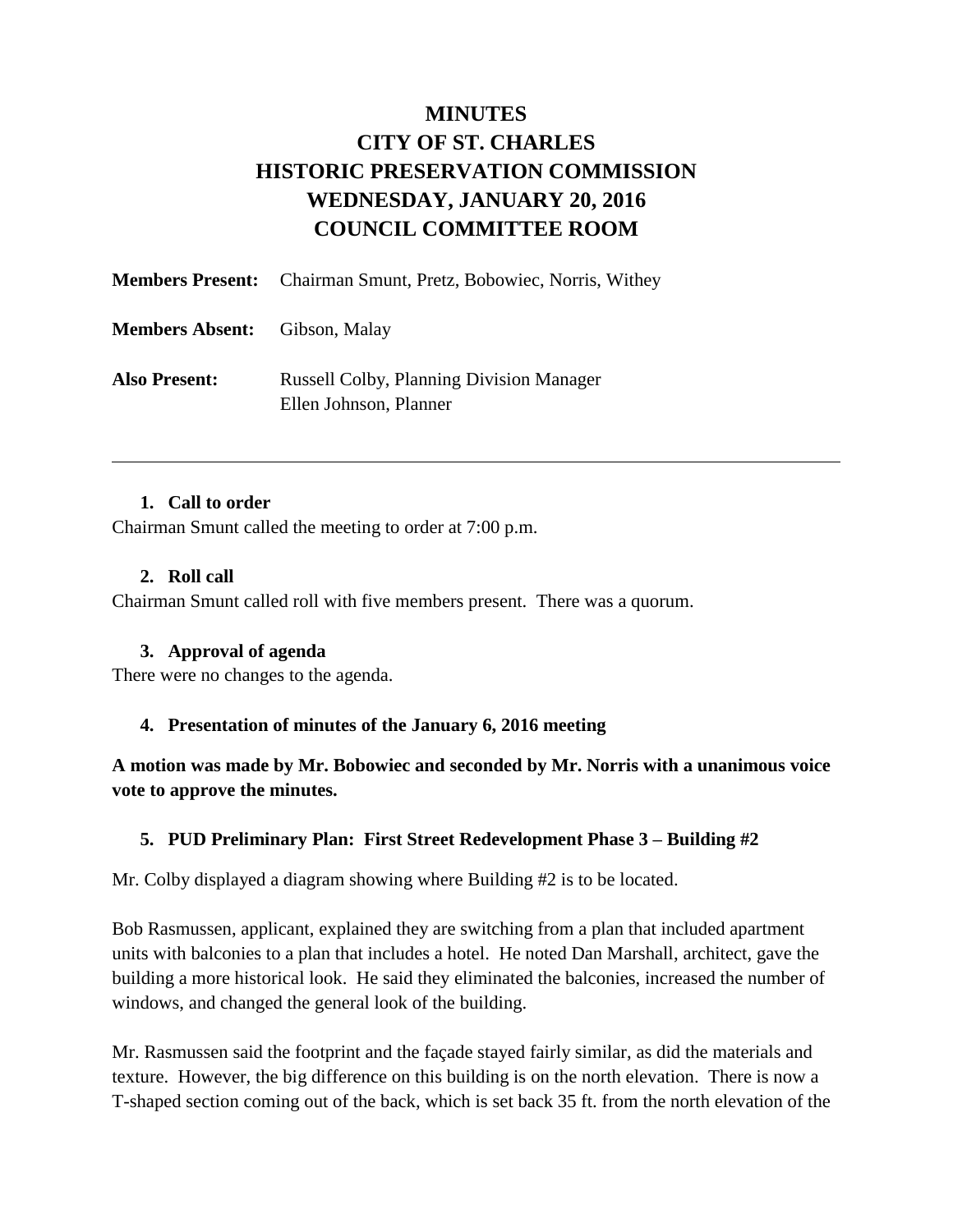# MINUTES
# CITY OF ST. CHARLES
# HISTORIC PRESERVATION COMMISSION
# WEDNESDAY, JANUARY 20, 2016
# COUNCIL COMMITTEE ROOM

**Members Present:** Chairman Smunt, Pretz, Bobowiec, Norris, Withey

**Members Absent:** Gibson, Malay

**Also Present:** Russell Colby, Planning Division Manager
Ellen Johnson, Planner

---

1. **Call to order**

Chairman Smunt called the meeting to order at 7:00 p.m.

2. **Roll call**

Chairman Smunt called roll with five members present. There was a quorum.

3. **Approval of agenda**

There were no changes to the agenda.

4. **Presentation of minutes of the January 6, 2016 meeting**

**A motion was made by Mr. Bobowiec and seconded by Mr. Norris with a unanimous voice vote to approve the minutes.**

5. **PUD Preliminary Plan: First Street Redevelopment Phase 3 – Building #2**

Mr. Colby displayed a diagram showing where Building #2 is to be located.

Bob Rasmussen, applicant, explained they are switching from a plan that included apartment units with balconies to a plan that includes a hotel. He noted Dan Marshall, architect, gave the building a more historical look. He said they eliminated the balconies, increased the number of windows, and changed the general look of the building.

Mr. Rasmussen said the footprint and the façade stayed fairly similar, as did the materials and texture. However, the big difference on this building is on the north elevation. There is now a T-shaped section coming out of the back, which is set back 35 ft. from the north elevation of the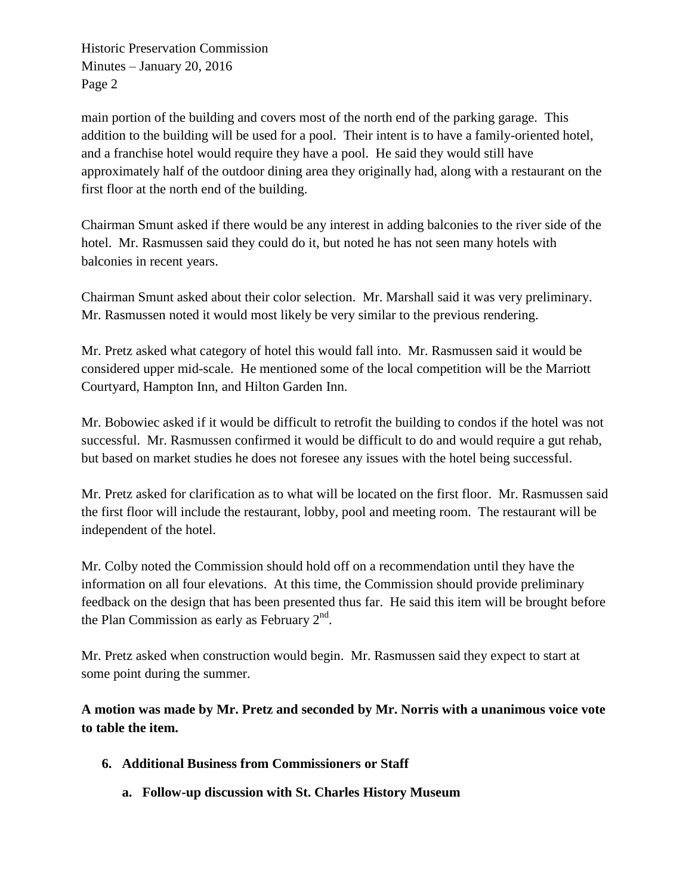main portion of the building and covers most of the north end of the parking garage. This addition to the building will be used for a pool. Their intent is to have a family-oriented hotel, and a franchise hotel would require they have a pool. He said they would still have approximately half of the outdoor dining area they originally had, along with a restaurant on the first floor at the north end of the building.

Chairman Smunt asked if there would be any interest in adding balconies to the river side of the hotel. Mr. Rasmussen said they could do it, but noted he has not seen many hotels with balconies in recent years.

Chairman Smunt asked about their color selection. Mr. Marshall said it was very preliminary. Mr. Rasmussen noted it would most likely be very similar to the previous rendering.

Mr. Pretz asked what category of hotel this would fall into. Mr. Rasmussen said it would be considered upper mid-scale. He mentioned some of the local competition will be the Marriott Courtyard, Hampton Inn, and Hilton Garden Inn.

Mr. Bobowiec asked if it would be difficult to retrofit the building to condos if the hotel was not successful. Mr. Rasmussen confirmed it would be difficult to do and would require a gut rehab, but based on market studies he does not foresee any issues with the hotel being successful.

Mr. Pretz asked for clarification as to what will be located on the first floor. Mr. Rasmussen said the first floor will include the restaurant, lobby, pool and meeting room. The restaurant will be independent of the hotel.

Mr. Colby noted the Commission should hold off on a recommendation until they have the information on all four elevations. At this time, the Commission should provide preliminary feedback on the design that has been presented thus far. He said this item will be brought before the Plan Commission as early as February 2nd.

Mr. Pretz asked when construction would begin. Mr. Rasmussen said they expect to start at some point during the summer.

**A motion was made by Mr. Pretz and seconded by Mr. Norris with a unanimous voice vote to table the item.**

6. **Additional Business from Commissioners or Staff**

   a. **Follow-up discussion with St. Charles History Museum**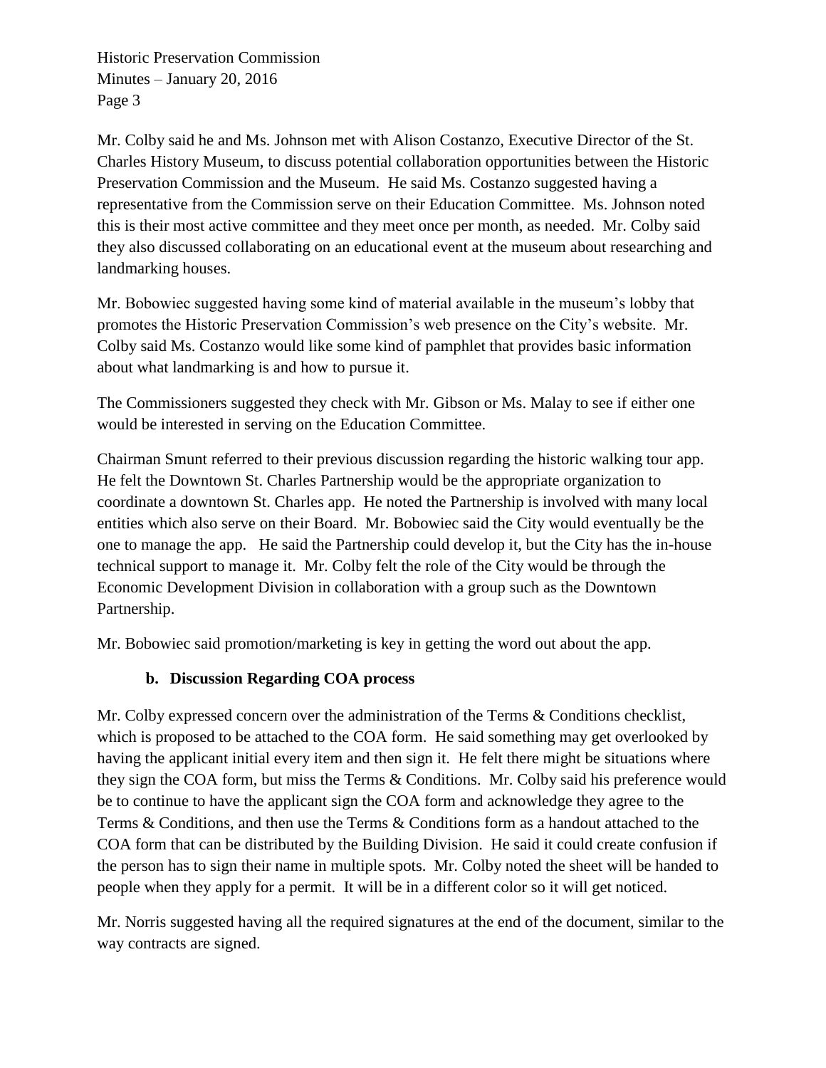Mr. Colby said he and Ms. Johnson met with Alison Costanzo, Executive Director of the St. Charles History Museum, to discuss potential collaboration opportunities between the Historic Preservation Commission and the Museum. He said Ms. Costanzo suggested having a representative from the Commission serve on their Education Committee. Ms. Johnson noted this is their most active committee and they meet once per month, as needed. Mr. Colby said they also discussed collaborating on an educational event at the museum about researching and landmarking houses.

Mr. Bobowiec suggested having some kind of material available in the museum's lobby that promotes the Historic Preservation Commission's web presence on the City's website. Mr. Colby said Ms. Costanzo would like some kind of pamphlet that provides basic information about what landmarking is and how to pursue it.

The Commissioners suggested they check with Mr. Gibson or Ms. Malay to see if either one would be interested in serving on the Education Committee.

Chairman Smunt referred to their previous discussion regarding the historic walking tour app. He felt the Downtown St. Charles Partnership would be the appropriate organization to coordinate a downtown St. Charles app. He noted the Partnership is involved with many local entities which also serve on their Board. Mr. Bobowiec said the City would eventually be the one to manage the app. He said the Partnership could develop it, but the City has the in-house technical support to manage it. Mr. Colby felt the role of the City would be through the Economic Development Division in collaboration with a group such as the Downtown Partnership.

Mr. Bobowiec said promotion/marketing is key in getting the word out about the app.

**b. Discussion Regarding COA process**

Mr. Colby expressed concern over the administration of the Terms & Conditions checklist, which is proposed to be attached to the COA form. He said something may get overlooked by having the applicant initial every item and then sign it. He felt there might be situations where they sign the COA form, but miss the Terms & Conditions. Mr. Colby said his preference would be to continue to have the applicant sign the COA form and acknowledge they agree to the Terms & Conditions, and then use the Terms & Conditions form as a handout attached to the COA form that can be distributed by the Building Division. He said it could create confusion if the person has to sign their name in multiple spots. Mr. Colby noted the sheet will be handed to people when they apply for a permit. It will be in a different color so it will get noticed.

Mr. Norris suggested having all the required signatures at the end of the document, similar to the way contracts are signed.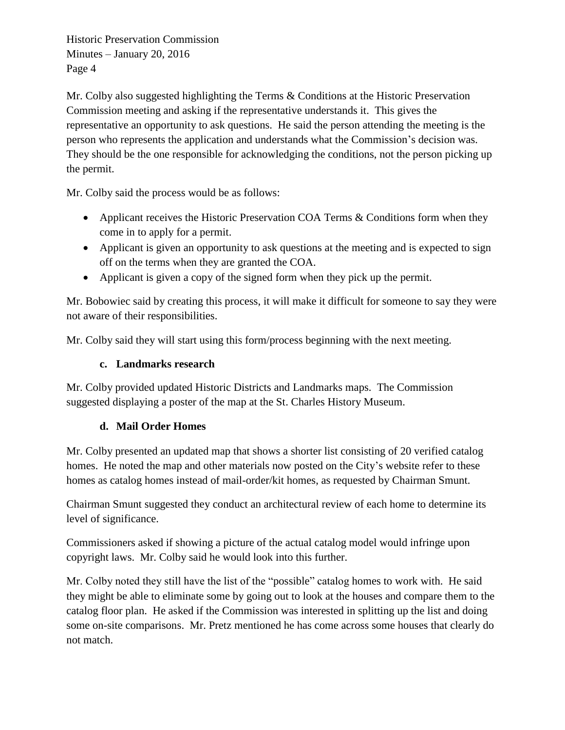Mr. Colby also suggested highlighting the Terms & Conditions at the Historic Preservation Commission meeting and asking if the representative understands it. This gives the representative an opportunity to ask questions. He said the person attending the meeting is the person who represents the application and understands what the Commission's decision was. They should be the one responsible for acknowledging the conditions, not the person picking up the permit.

Mr. Colby said the process would be as follows:

- Applicant receives the Historic Preservation COA Terms & Conditions form when they come in to apply for a permit.
- Applicant is given an opportunity to ask questions at the meeting and is expected to sign off on the terms when they are granted the COA.
- Applicant is given a copy of the signed form when they pick up the permit.

Mr. Bobowiec said by creating this process, it will make it difficult for someone to say they were not aware of their responsibilities.

Mr. Colby said they will start using this form/process beginning with the next meeting.

**c. Landmarks research**

Mr. Colby provided updated Historic Districts and Landmarks maps. The Commission suggested displaying a poster of the map at the St. Charles History Museum.

**d. Mail Order Homes**

Mr. Colby presented an updated map that shows a shorter list consisting of 20 verified catalog homes. He noted the map and other materials now posted on the City's website refer to these homes as catalog homes instead of mail-order/kit homes, as requested by Chairman Smunt.

Chairman Smunt suggested they conduct an architectural review of each home to determine its level of significance.

Commissioners asked if showing a picture of the actual catalog model would infringe upon copyright laws. Mr. Colby said he would look into this further.

Mr. Colby noted they still have the list of the "possible" catalog homes to work with. He said they might be able to eliminate some by going out to look at the houses and compare them to the catalog floor plan. He asked if the Commission was interested in splitting up the list and doing some on-site comparisons. Mr. Pretz mentioned he has come across some houses that clearly do not match.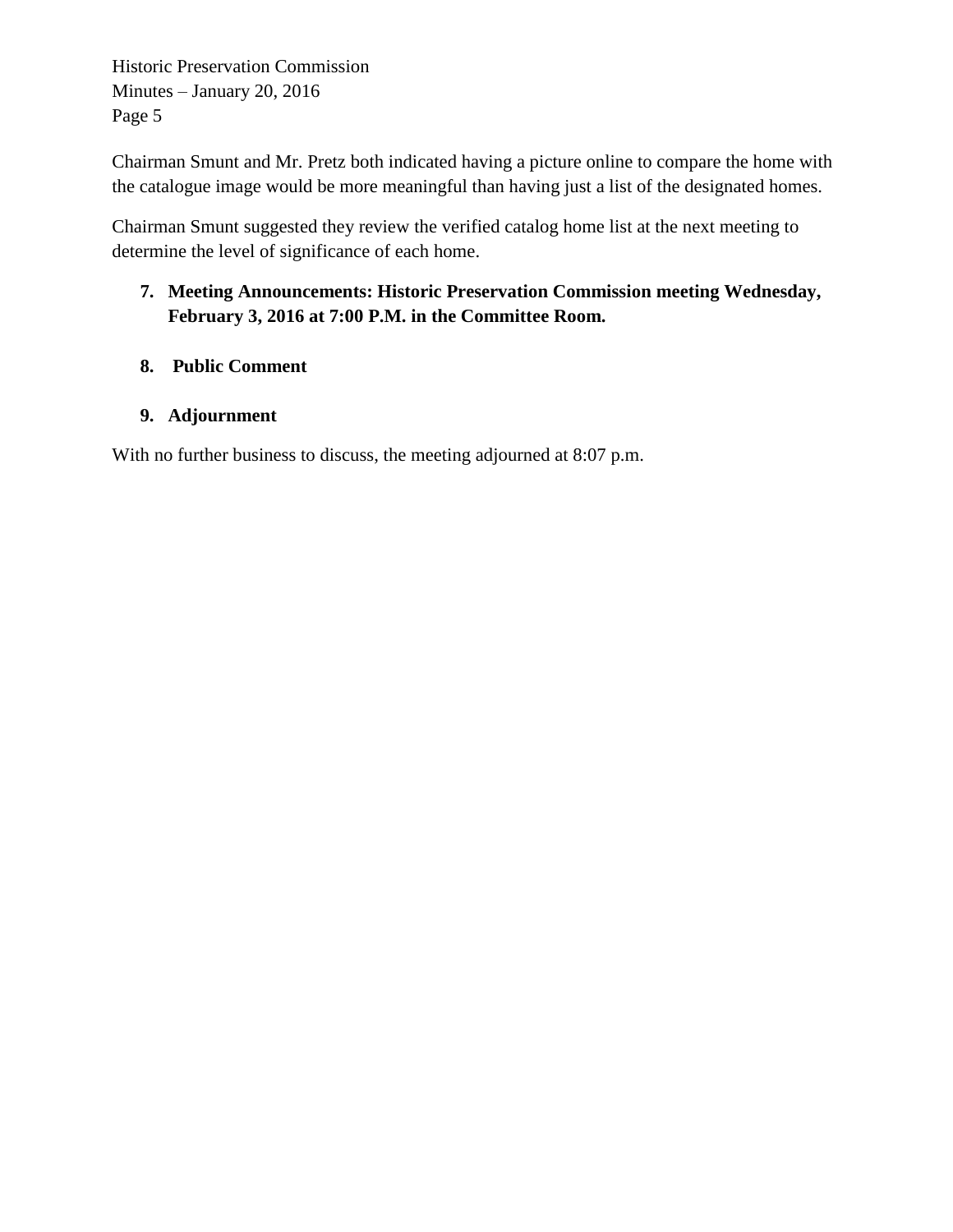Chairman Smunt and Mr. Pretz both indicated having a picture online to compare the home with the catalogue image would be more meaningful than having just a list of the designated homes.

Chairman Smunt suggested they review the verified catalog home list at the next meeting to determine the level of significance of each home.

7. **Meeting Announcements: Historic Preservation Commission meeting Wednesday, February 3, 2016 at 7:00 P.M. in the Committee Room.**

8. **Public Comment**

9. **Adjournment**

With no further business to discuss, the meeting adjourned at 8:07 p.m.